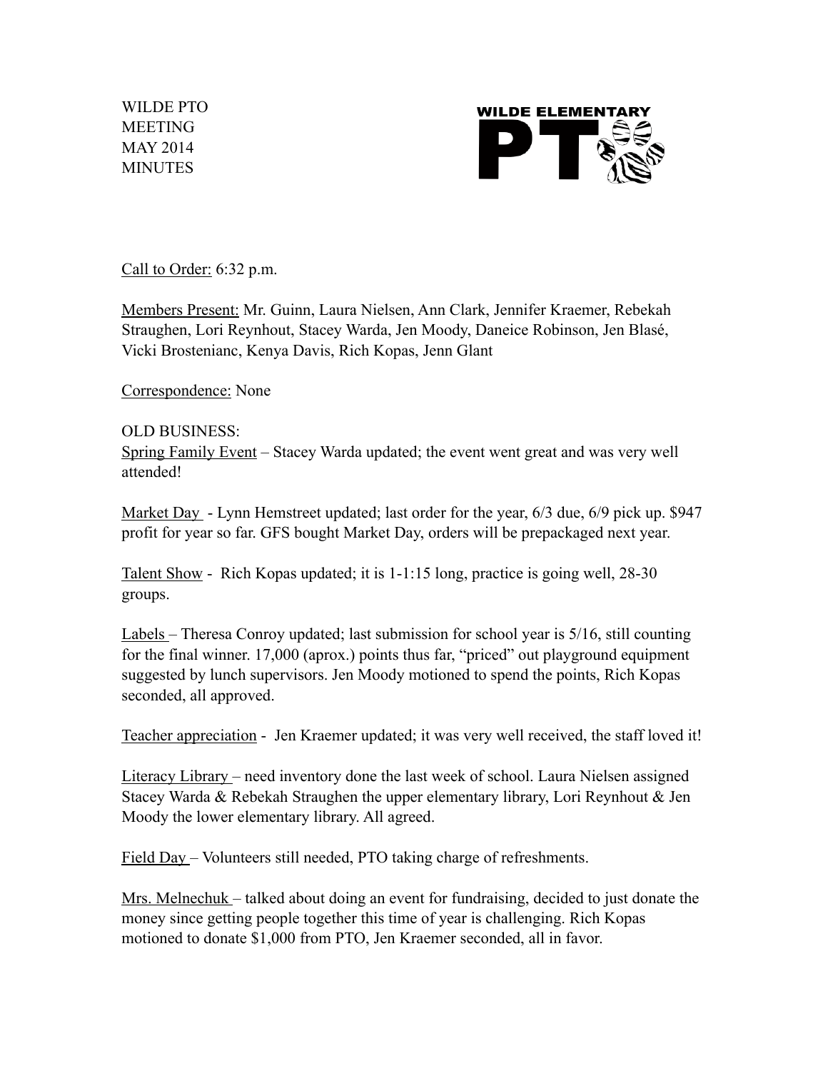WILDE PTO
MEETING
MAY 2014
MINUTES

WILDE ELEMENTARY PT

Call to Order: 6:32 p.m.

Members Present: Mr. Guinn, Laura Nielsen, Ann Clark, Jennifer Kraemer, Rebekah Straughen, Lori Reynhout, Stacey Warda, Jen Moody, Daneice Robinson, Jen Blasé, Vicki Brostenianc, Kenya Davis, Rich Kopas, Jenn Glant

Correspondence: None

OLD BUSINESS:

Spring Family Event – Stacey Warda updated; the event went great and was very well attended!

Market Day - Lynn Hemstreet updated; last order for the year, 6/3 due, 6/9 pick up. $947 profit for year so far. GFS bought Market Day, orders will be prepackaged next year.

Talent Show - Rich Kopas updated; it is 1-1:15 long, practice is going well, 28-30 groups.

Labels – Theresa Conroy updated; last submission for school year is 5/16, still counting for the final winner. 17,000 (aprox.) points thus far, "priced" out playground equipment suggested by lunch supervisors. Jen Moody motioned to spend the points, Rich Kopas seconded, all approved.

Teacher appreciation - Jen Kraemer updated; it was very well received, the staff loved it!

Literacy Library – need inventory done the last week of school. Laura Nielsen assigned Stacey Warda & Rebekah Straughen the upper elementary library, Lori Reynhout & Jen Moody the lower elementary library. All agreed.

Field Day – Volunteers still needed, PTO taking charge of refreshments.

Mrs. Melnechuk – talked about doing an event for fundraising, decided to just donate the money since getting people together this time of year is challenging. Rich Kopas motioned to donate $1,000 from PTO, Jen Kraemer seconded, all in favor.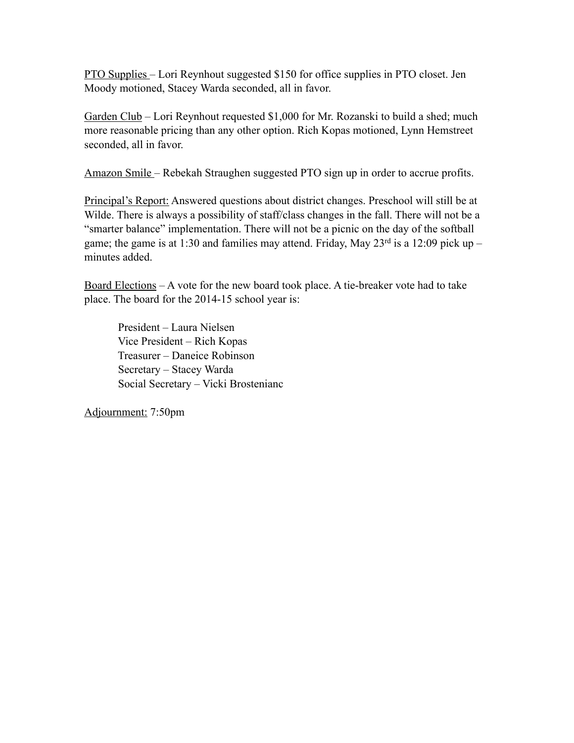PTO Supplies – Lori Reynhout suggested $150 for office supplies in PTO closet. Jen Moody motioned, Stacey Warda seconded, all in favor.

Garden Club – Lori Reynhout requested $1,000 for Mr. Rozanski to build a shed; much more reasonable pricing than any other option. Rich Kopas motioned, Lynn Hemstreet seconded, all in favor.

Amazon Smile – Rebekah Straughen suggested PTO sign up in order to accrue profits.

Principal's Report: Answered questions about district changes. Preschool will still be at Wilde. There is always a possibility of staff/class changes in the fall. There will not be a "smarter balance" implementation. There will not be a picnic on the day of the softball game; the game is at 1:30 and families may attend. Friday, May 23rd is a 12:09 pick up – minutes added.

Board Elections – A vote for the new board took place. A tie-breaker vote had to take place. The board for the 2014-15 school year is:

President – Laura Nielsen
Vice President – Rich Kopas
Treasurer – Daneice Robinson
Secretary – Stacey Warda
Social Secretary – Vicki Brostenianc

Adjournment: 7:50pm